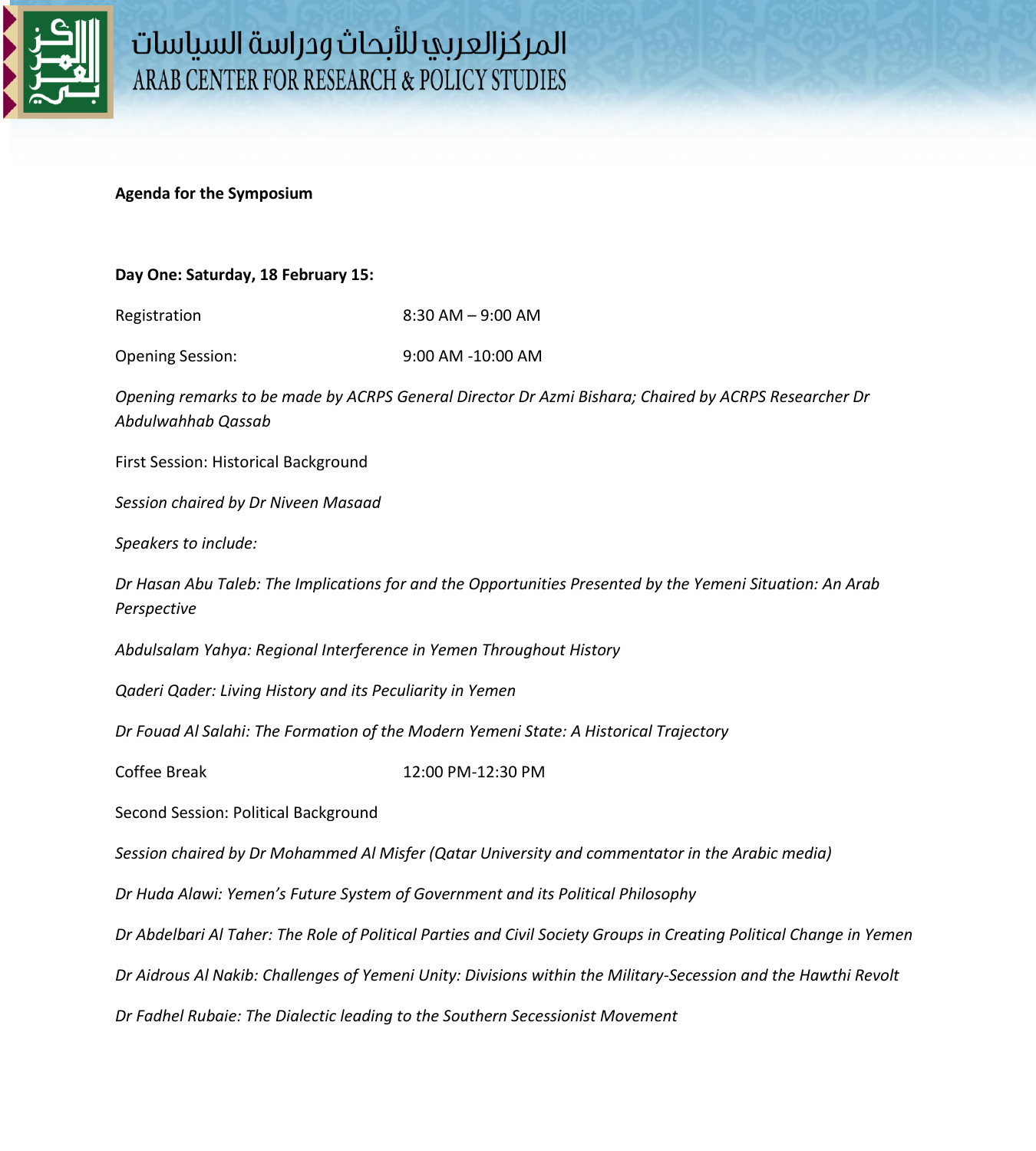المركزالعربي للأبحاث ودراسة السياسات
ARAB CENTER FOR RESEARCH & POLICY STUDIES

**Agenda for the Symposium**

**Day One: Saturday, 18 February 15:**

Registration 8:30 AM – 9:00 AM

Opening Session: 9:00 AM -10:00 AM

*Opening remarks to be made by ACRPS General Director Dr Azmi Bishara; Chaired by ACRPS Researcher Dr Abdulwahhab Qassab*

First Session: Historical Background

*Session chaired by Dr Niveen Masaad*

*Speakers to include:*

*Dr Hasan Abu Taleb: The Implications for and the Opportunities Presented by the Yemeni Situation: An Arab Perspective*

*Abdulsalam Yahya: Regional Interference in Yemen Throughout History*

*Qaderi Qader: Living History and its Peculiarity in Yemen*

*Dr Fouad Al Salahi: The Formation of the Modern Yemeni State: A Historical Trajectory*

Coffee Break 12:00 PM-12:30 PM

Second Session: Political Background

*Session chaired by Dr Mohammed Al Misfer (Qatar University and commentator in the Arabic media)*

*Dr Huda Alawi: Yemen's Future System of Government and its Political Philosophy*

*Dr Abdelbari Al Taher: The Role of Political Parties and Civil Society Groups in Creating Political Change in Yemen*

*Dr Aidrous Al Nakib: Challenges of Yemeni Unity: Divisions within the Military-Secession and the Hawthi Revolt*

*Dr Fadhel Rubaie: The Dialectic leading to the Southern Secessionist Movement*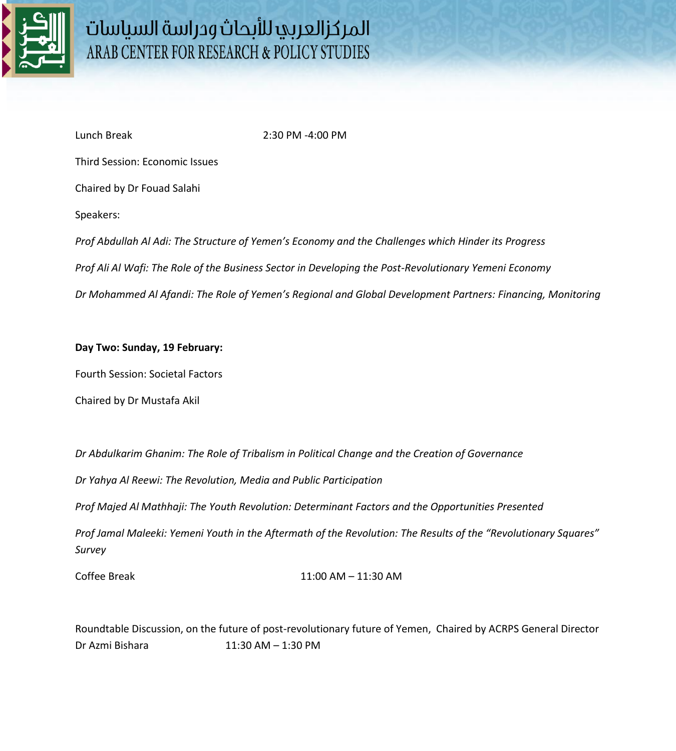Lunch Break 2:30 PM -4:00 PM

Third Session: Economic Issues

Chaired by Dr Fouad Salahi

Speakers:

*Prof Abdullah Al Adi: The Structure of Yemen's Economy and the Challenges which Hinder its Progress*

*Prof Ali Al Wafi: The Role of the Business Sector in Developing the Post-Revolutionary Yemeni Economy*

*Dr Mohammed Al Afandi: The Role of Yemen's Regional and Global Development Partners: Financing, Monitoring*

**Day Two: Sunday, 19 February:**

Fourth Session: Societal Factors

Chaired by Dr Mustafa Akil

*Dr Abdulkarim Ghanim: The Role of Tribalism in Political Change and the Creation of Governance*

*Dr Yahya Al Reewi: The Revolution, Media and Public Participation*

*Prof Majed Al Mathhaji: The Youth Revolution: Determinant Factors and the Opportunities Presented*

*Prof Jamal Maleeki: Yemeni Youth in the Aftermath of the Revolution: The Results of the "Revolutionary Squares" Survey*

Coffee Break 11:00 AM – 11:30 AM

Roundtable Discussion, on the future of post-revolutionary future of Yemen, Chaired by ACRPS General Director Dr Azmi Bishara 11:30 AM – 1:30 PM